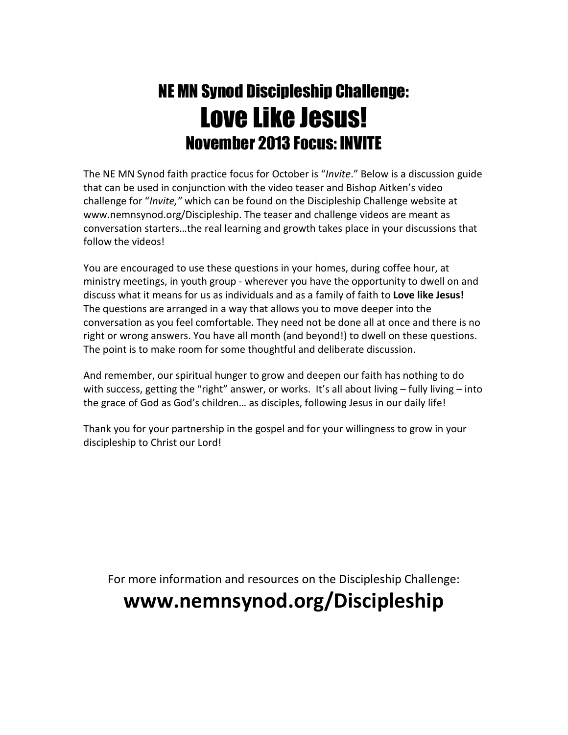# NE MN Synod Discipleship Challenge:
# Love Like Jesus!
## November 2013 Focus: INVITE

The NE MN Synod faith practice focus for October is "*Invite*." Below is a discussion guide that can be used in conjunction with the video teaser and Bishop Aitken's video challenge for "*Invite,"* which can be found on the Discipleship Challenge website at www.nemnsynod.org/Discipleship. The teaser and challenge videos are meant as conversation starters…the real learning and growth takes place in your discussions that follow the videos!

You are encouraged to use these questions in your homes, during coffee hour, at ministry meetings, in youth group - wherever you have the opportunity to dwell on and discuss what it means for us as individuals and as a family of faith to **Love like Jesus!** The questions are arranged in a way that allows you to move deeper into the conversation as you feel comfortable. They need not be done all at once and there is no right or wrong answers. You have all month (and beyond!) to dwell on these questions. The point is to make room for some thoughtful and deliberate discussion.

And remember, our spiritual hunger to grow and deepen our faith has nothing to do with success, getting the "right" answer, or works. It's all about living – fully living – into the grace of God as God's children… as disciples, following Jesus in our daily life!

Thank you for your partnership in the gospel and for your willingness to grow in your discipleship to Christ our Lord!

For more information and resources on the Discipleship Challenge:

**www.nemnsynod.org/Discipleship**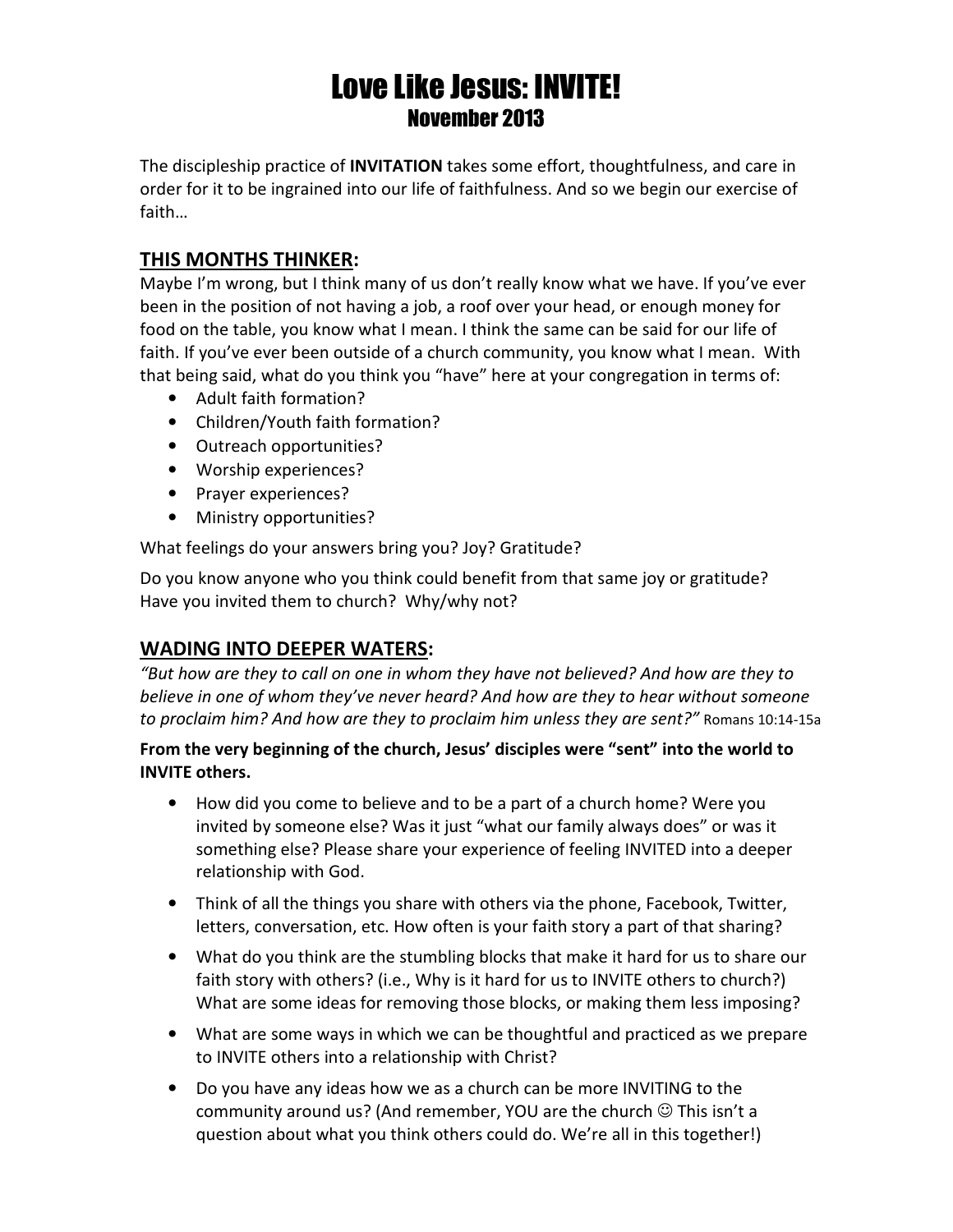# Love Like Jesus: INVITE!
## November 2013

The discipleship practice of **INVITATION** takes some effort, thoughtfulness, and care in order for it to be ingrained into our life of faithfulness. And so we begin our exercise of faith…

## THIS MONTHS THINKER:

Maybe I'm wrong, but I think many of us don't really know what we have. If you've ever been in the position of not having a job, a roof over your head, or enough money for food on the table, you know what I mean. I think the same can be said for our life of faith. If you've ever been outside of a church community, you know what I mean. With that being said, what do you think you "have" here at your congregation in terms of:

- Adult faith formation?
- Children/Youth faith formation?
- Outreach opportunities?
- Worship experiences?
- Prayer experiences?
- Ministry opportunities?

What feelings do your answers bring you? Joy? Gratitude?

Do you know anyone who you think could benefit from that same joy or gratitude? Have you invited them to church? Why/why not?

## WADING INTO DEEPER WATERS:

*"But how are they to call on one in whom they have not believed? And how are they to believe in one of whom they've never heard? And how are they to hear without someone to proclaim him? And how are they to proclaim him unless they are sent?"* Romans 10:14-15a

**From the very beginning of the church, Jesus' disciples were "sent" into the world to INVITE others.**

- How did you come to believe and to be a part of a church home? Were you invited by someone else? Was it just "what our family always does" or was it something else? Please share your experience of feeling INVITED into a deeper relationship with God.
- Think of all the things you share with others via the phone, Facebook, Twitter, letters, conversation, etc. How often is your faith story a part of that sharing?
- What do you think are the stumbling blocks that make it hard for us to share our faith story with others? (i.e., Why is it hard for us to INVITE others to church?) What are some ideas for removing those blocks, or making them less imposing?
- What are some ways in which we can be thoughtful and practiced as we prepare to INVITE others into a relationship with Christ?
- Do you have any ideas how we as a church can be more INVITING to the community around us? (And remember, YOU are the church ☺ This isn't a question about what you think others could do. We're all in this together!)